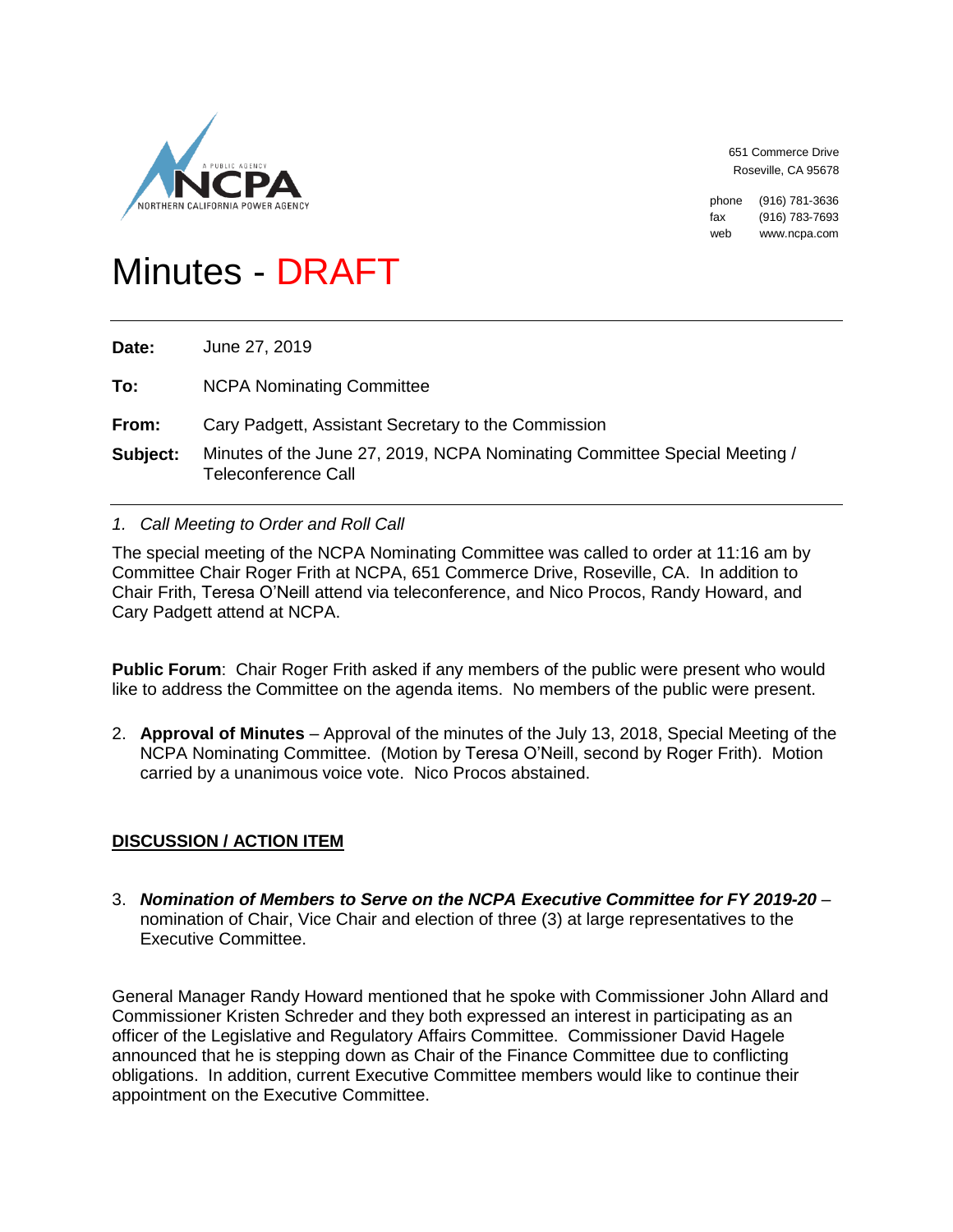NORTHERN CALIFORNIA POWER AGENCY

651 Commerce Drive
Roseville, CA 95678

phone (916) 781-3636
fax (916) 783-7693
web www.ncpa.com

# Minutes - DRAFT

**Date:** June 27, 2019

**To:** NCPA Nominating Committee

**From:** Cary Padgett, Assistant Secretary to the Commission

**Subject:** Minutes of the June 27, 2019, NCPA Nominating Committee Special Meeting / Teleconference Call

*1. Call Meeting to Order and Roll Call*

The special meeting of the NCPA Nominating Committee was called to order at 11:16 am by Committee Chair Roger Frith at NCPA, 651 Commerce Drive, Roseville, CA. In addition to Chair Frith, Teresa O'Neill attend via teleconference, and Nico Procos, Randy Howard, and Cary Padgett attend at NCPA.

**Public Forum**: Chair Roger Frith asked if any members of the public were present who would like to address the Committee on the agenda items. No members of the public were present.

2. **Approval of Minutes** – Approval of the minutes of the July 13, 2018, Special Meeting of the NCPA Nominating Committee. (Motion by Teresa O'Neill, second by Roger Frith). Motion carried by a unanimous voice vote. Nico Procos abstained.

**<u>DISCUSSION / ACTION ITEM</u>**

3. ***Nomination of Members to Serve on the NCPA Executive Committee for FY 2019-20*** – nomination of Chair, Vice Chair and election of three (3) at large representatives to the Executive Committee.

General Manager Randy Howard mentioned that he spoke with Commissioner John Allard and Commissioner Kristen Schreder and they both expressed an interest in participating as an officer of the Legislative and Regulatory Affairs Committee. Commissioner David Hagele announced that he is stepping down as Chair of the Finance Committee due to conflicting obligations. In addition, current Executive Committee members would like to continue their appointment on the Executive Committee.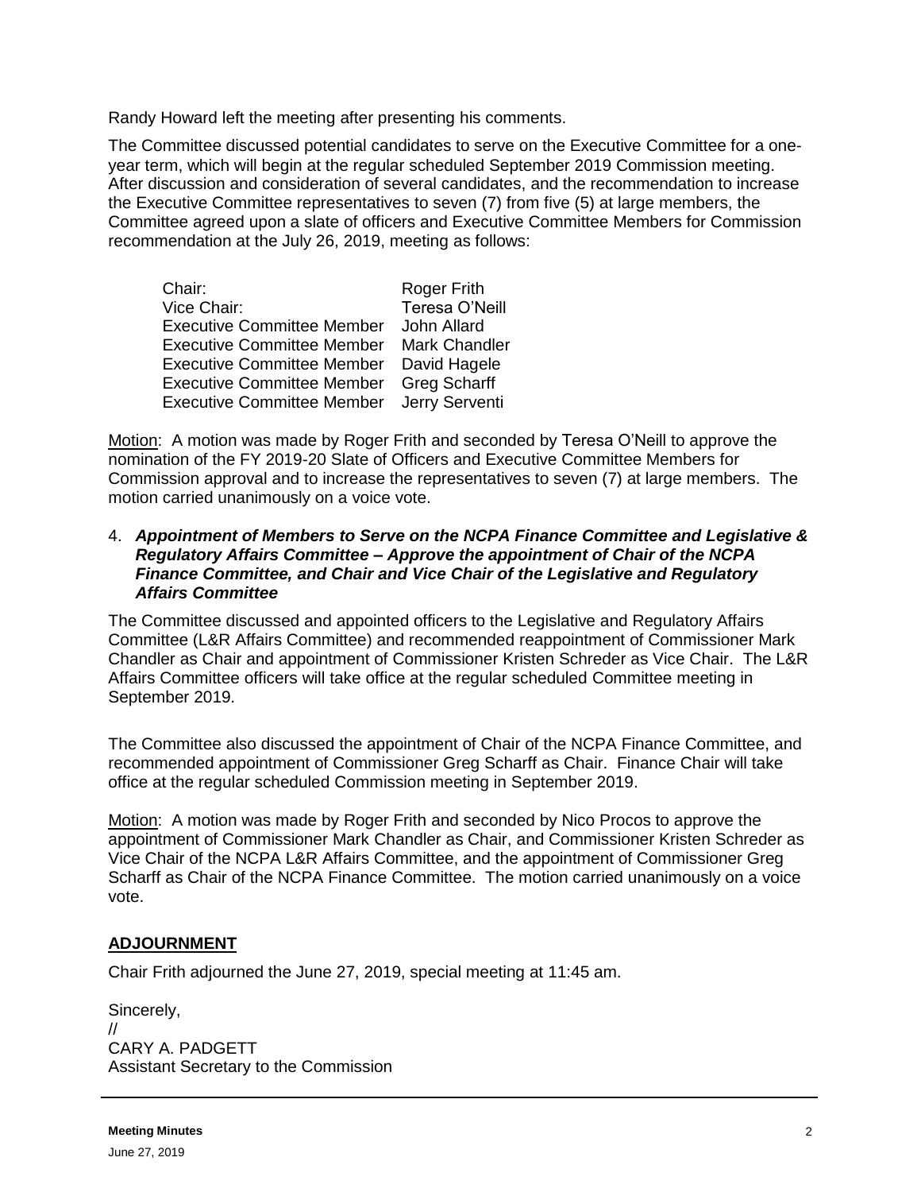Randy Howard left the meeting after presenting his comments.

The Committee discussed potential candidates to serve on the Executive Committee for a one-year term, which will begin at the regular scheduled September 2019 Commission meeting. After discussion and consideration of several candidates, and the recommendation to increase the Executive Committee representatives to seven (7) from five (5) at large members, the Committee agreed upon a slate of officers and Executive Committee Members for Commission recommendation at the July 26, 2019, meeting as follows:

| | |
|---|---|
| Chair: | Roger Frith |
| Vice Chair: | Teresa O'Neill |
| Executive Committee Member | John Allard |
| Executive Committee Member | Mark Chandler |
| Executive Committee Member | David Hagele |
| Executive Committee Member | Greg Scharff |
| Executive Committee Member | Jerry Serventi |

Motion: A motion was made by Roger Frith and seconded by Teresa O'Neill to approve the nomination of the FY 2019-20 Slate of Officers and Executive Committee Members for Commission approval and to increase the representatives to seven (7) at large members. The motion carried unanimously on a voice vote.

4. ***Appointment of Members to Serve on the NCPA Finance Committee and Legislative & Regulatory Affairs Committee – Approve the appointment of Chair of the NCPA Finance Committee, and Chair and Vice Chair of the Legislative and Regulatory Affairs Committee***

The Committee discussed and appointed officers to the Legislative and Regulatory Affairs Committee (L&R Affairs Committee) and recommended reappointment of Commissioner Mark Chandler as Chair and appointment of Commissioner Kristen Schreder as Vice Chair. The L&R Affairs Committee officers will take office at the regular scheduled Committee meeting in September 2019.

The Committee also discussed the appointment of Chair of the NCPA Finance Committee, and recommended appointment of Commissioner Greg Scharff as Chair. Finance Chair will take office at the regular scheduled Commission meeting in September 2019.

Motion: A motion was made by Roger Frith and seconded by Nico Procos to approve the appointment of Commissioner Mark Chandler as Chair, and Commissioner Kristen Schreder as Vice Chair of the NCPA L&R Affairs Committee, and the appointment of Commissioner Greg Scharff as Chair of the NCPA Finance Committee. The motion carried unanimously on a voice vote.

## ADJOURNMENT

Chair Frith adjourned the June 27, 2019, special meeting at 11:45 am.

Sincerely,
//
CARY A. PADGETT
Assistant Secretary to the Commission